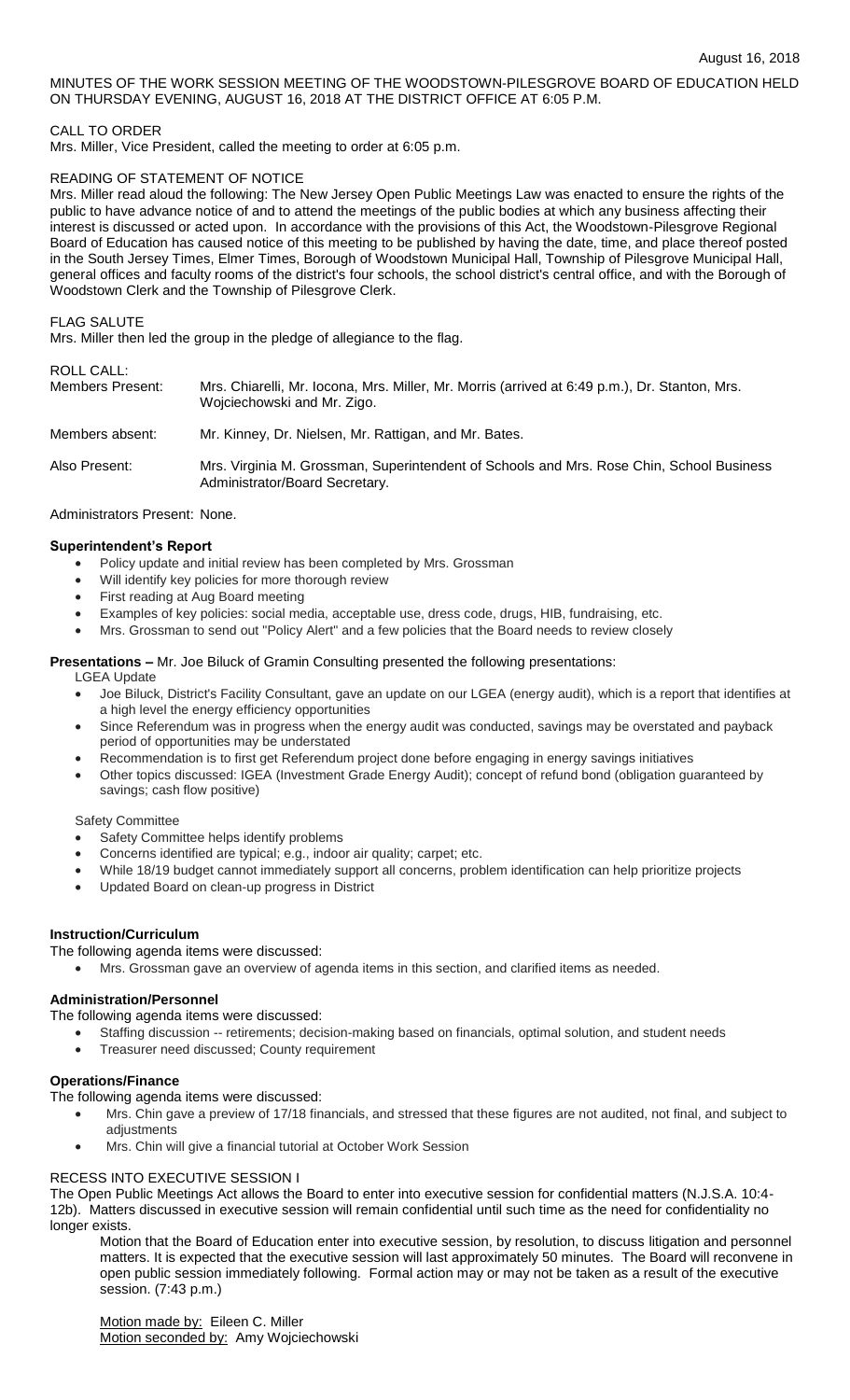MINUTES OF THE WORK SESSION MEETING OF THE WOODSTOWN-PILESGROVE BOARD OF EDUCATION HELD ON THURSDAY EVENING, AUGUST 16, 2018 AT THE DISTRICT OFFICE AT 6:05 P.M.

CALL TO ORDER

Mrs. Miller, Vice President, called the meeting to order at 6:05 p.m.

READING OF STATEMENT OF NOTICE

Mrs. Miller read aloud the following: The New Jersey Open Public Meetings Law was enacted to ensure the rights of the public to have advance notice of and to attend the meetings of the public bodies at which any business affecting their interest is discussed or acted upon. In accordance with the provisions of this Act, the Woodstown-Pilesgrove Regional Board of Education has caused notice of this meeting to be published by having the date, time, and place thereof posted in the South Jersey Times, Elmer Times, Borough of Woodstown Municipal Hall, Township of Pilesgrove Municipal Hall, general offices and faculty rooms of the district's four schools, the school district's central office, and with the Borough of Woodstown Clerk and the Township of Pilesgrove Clerk.

FLAG SALUTE

Mrs. Miller then led the group in the pledge of allegiance to the flag.

ROLL CALL:

| | |
|---|---|
| Members Present: | Mrs. Chiarelli, Mr. Iocona, Mrs. Miller, Mr. Morris (arrived at 6:49 p.m.), Dr. Stanton, Mrs. Wojciechowski and Mr. Zigo. |
| Members absent: | Mr. Kinney, Dr. Nielsen, Mr. Rattigan, and Mr. Bates. |
| Also Present: | Mrs. Virginia M. Grossman, Superintendent of Schools and Mrs. Rose Chin, School Business Administrator/Board Secretary. |

Administrators Present: None.

**Superintendent's Report**

- Policy update and initial review has been completed by Mrs. Grossman
- Will identify key policies for more thorough review
- First reading at Aug Board meeting
- Examples of key policies: social media, acceptable use, dress code, drugs, HIB, fundraising, etc.
- Mrs. Grossman to send out "Policy Alert" and a few policies that the Board needs to review closely

**Presentations –** Mr. Joe Biluck of Gramin Consulting presented the following presentations:

LGEA Update

- Joe Biluck, District's Facility Consultant, gave an update on our LGEA (energy audit), which is a report that identifies at a high level the energy efficiency opportunities
- Since Referendum was in progress when the energy audit was conducted, savings may be overstated and payback period of opportunities may be understated
- Recommendation is to first get Referendum project done before engaging in energy savings initiatives
- Other topics discussed: IGEA (Investment Grade Energy Audit); concept of refund bond (obligation guaranteed by savings; cash flow positive)

Safety Committee

- Safety Committee helps identify problems
- Concerns identified are typical; e.g., indoor air quality; carpet; etc.
- While 18/19 budget cannot immediately support all concerns, problem identification can help prioritize projects
- Updated Board on clean-up progress in District

**Instruction/Curriculum**

The following agenda items were discussed:

- Mrs. Grossman gave an overview of agenda items in this section, and clarified items as needed.

**Administration/Personnel**

The following agenda items were discussed:

- Staffing discussion -- retirements; decision-making based on financials, optimal solution, and student needs
- Treasurer need discussed; County requirement

**Operations/Finance**

The following agenda items were discussed:

- Mrs. Chin gave a preview of 17/18 financials, and stressed that these figures are not audited, not final, and subject to adjustments
- Mrs. Chin will give a financial tutorial at October Work Session

RECESS INTO EXECUTIVE SESSION I

The Open Public Meetings Act allows the Board to enter into executive session for confidential matters (N.J.S.A. 10:4-12b). Matters discussed in executive session will remain confidential until such time as the need for confidentiality no longer exists.

Motion that the Board of Education enter into executive session, by resolution, to discuss litigation and personnel matters. It is expected that the executive session will last approximately 50 minutes. The Board will reconvene in open public session immediately following. Formal action may or may not be taken as a result of the executive session. (7:43 p.m.)

Motion made by: Eileen C. Miller
Motion seconded by: Amy Wojciechowski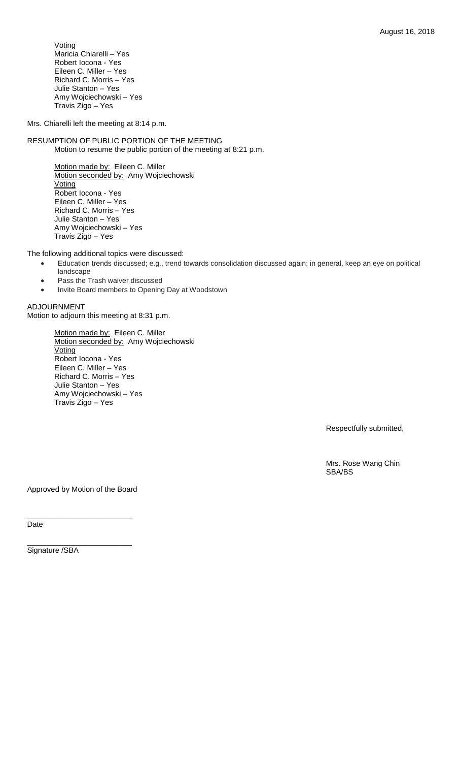Voting
Maricia Chiarelli – Yes
Robert Iocona - Yes
Eileen C. Miller – Yes
Richard C. Morris – Yes
Julie Stanton – Yes
Amy Wojciechowski – Yes
Travis Zigo – Yes

Mrs. Chiarelli left the meeting at 8:14 p.m.

RESUMPTION OF PUBLIC PORTION OF THE MEETING
Motion to resume the public portion of the meeting at 8:21 p.m.

Motion made by: Eileen C. Miller
Motion seconded by: Amy Wojciechowski
Voting
Robert Iocona - Yes
Eileen C. Miller – Yes
Richard C. Morris – Yes
Julie Stanton – Yes
Amy Wojciechowski – Yes
Travis Zigo – Yes

The following additional topics were discussed:

- Education trends discussed; e.g., trend towards consolidation discussed again; in general, keep an eye on political landscape
- Pass the Trash waiver discussed
- Invite Board members to Opening Day at Woodstown

ADJOURNMENT
Motion to adjourn this meeting at 8:31 p.m.

Motion made by: Eileen C. Miller
Motion seconded by: Amy Wojciechowski
Voting
Robert Iocona - Yes
Eileen C. Miller – Yes
Richard C. Morris – Yes
Julie Stanton – Yes
Amy Wojciechowski – Yes
Travis Zigo – Yes

Respectfully submitted,

Mrs. Rose Wang Chin
SBA/BS

Approved by Motion of the Board

\_\_\_\_\_\_\_\_\_\_\_\_\_\_\_\_\_\_\_\_\_\_\_\_\_
Date

\_\_\_\_\_\_\_\_\_\_\_\_\_\_\_\_\_\_\_\_\_\_\_\_\_
Signature /SBA